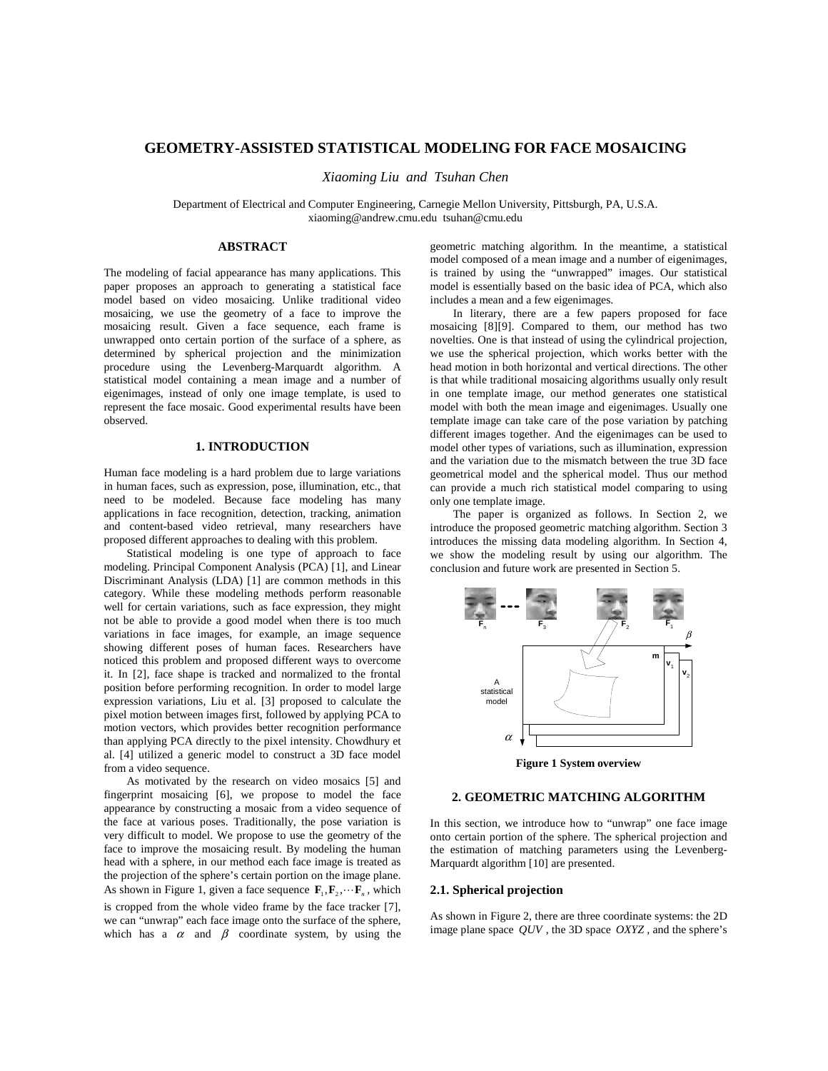# GEOMETRY-ASSISTED STATISTICAL MODELING FOR FACE MOSAICING

*Xiaoming Liu and Tsuhan Chen*

Department of Electrical and Computer Engineering, Carnegie Mellon University, Pittsburgh, PA, U.S.A.
xiaoming@andrew.cmu.edu tsuhan@cmu.edu

## ABSTRACT

The modeling of facial appearance has many applications. This paper proposes an approach to generating a statistical face model based on video mosaicing. Unlike traditional video mosaicing, we use the geometry of a face to improve the mosaicing result. Given a face sequence, each frame is unwrapped onto certain portion of the surface of a sphere, as determined by spherical projection and the minimization procedure using the Levenberg-Marquardt algorithm. A statistical model containing a mean image and a number of eigenimages, instead of only one image template, is used to represent the face mosaic. Good experimental results have been observed.

## 1. INTRODUCTION

Human face modeling is a hard problem due to large variations in human faces, such as expression, pose, illumination, etc., that need to be modeled. Because face modeling has many applications in face recognition, detection, tracking, animation and content-based video retrieval, many researchers have proposed different approaches to dealing with this problem.

Statistical modeling is one type of approach to face modeling. Principal Component Analysis (PCA) [1], and Linear Discriminant Analysis (LDA) [1] are common methods in this category. While these modeling methods perform reasonable well for certain variations, such as face expression, they might not be able to provide a good model when there is too much variations in face images, for example, an image sequence showing different poses of human faces. Researchers have noticed this problem and proposed different ways to overcome it. In [2], face shape is tracked and normalized to the frontal position before performing recognition. In order to model large expression variations, Liu et al. [3] proposed to calculate the pixel motion between images first, followed by applying PCA to motion vectors, which provides better recognition performance than applying PCA directly to the pixel intensity. Chowdhury et al. [4] utilized a generic model to construct a 3D face model from a video sequence.

As motivated by the research on video mosaics [5] and fingerprint mosaicing [6], we propose to model the face appearance by constructing a mosaic from a video sequence of the face at various poses. Traditionally, the pose variation is very difficult to model. We propose to use the geometry of the face to improve the mosaicing result. By modeling the human head with a sphere, in our method each face image is treated as the projection of the sphere's certain portion on the image plane. As shown in Figure 1, given a face sequence $\mathbf{F}_1, \mathbf{F}_2, \cdots \mathbf{F}_n$, which is cropped from the whole video frame by the face tracker [7], we can "unwrap" each face image onto the surface of the sphere, which has a $\alpha$ and $\beta$ coordinate system, by using the geometric matching algorithm. In the meantime, a statistical model composed of a mean image and a number of eigenimages, is trained by using the "unwrapped" images. Our statistical model is essentially based on the basic idea of PCA, which also includes a mean and a few eigenimages.

In literary, there are a few papers proposed for face mosaicing [8][9]. Compared to them, our method has two novelties. One is that instead of using the cylindrical projection, we use the spherical projection, which works better with the head motion in both horizontal and vertical directions. The other is that while traditional mosaicing algorithms usually only result in one template image, our method generates one statistical model with both the mean image and eigenimages. Usually one template image can take care of the pose variation by patching different images together. And the eigenimages can be used to model other types of variations, such as illumination, expression and the variation due to the mismatch between the true 3D face geometrical model and the spherical model. Thus our method can provide a much rich statistical model comparing to using only one template image.

The paper is organized as follows. In Section 2, we introduce the proposed geometric matching algorithm. Section 3 introduces the missing data modeling algorithm. In Section 4, we show the modeling result by using our algorithm. The conclusion and future work are presented in Section 5.

**Figure 1 System overview**

## 2. GEOMETRIC MATCHING ALGORITHM

In this section, we introduce how to "unwrap" one face image onto certain portion of the sphere. The spherical projection and the estimation of matching parameters using the Levenberg-Marquardt algorithm [10] are presented.

### 2.1. Spherical projection

As shown in Figure 2, there are three coordinate systems: the 2D image plane space $QUV$, the 3D space $OXYZ$, and the sphere's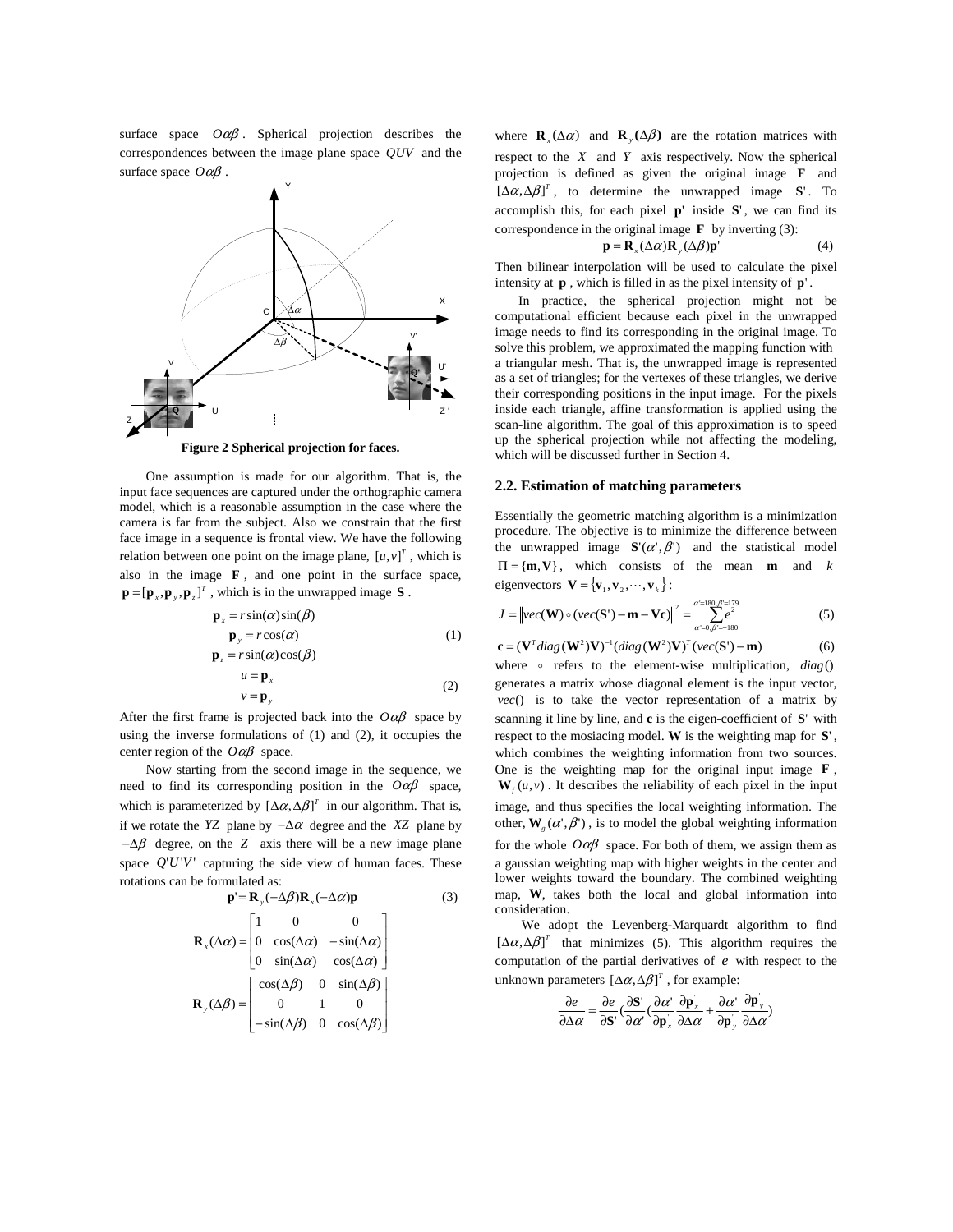surface space $O\alpha\beta$. Spherical projection describes the correspondences between the image plane space $QUV$ and the surface space $O\alpha\beta$.

**Figure 2 Spherical projection for faces.**

One assumption is made for our algorithm. That is, the input face sequences are captured under the orthographic camera model, which is a reasonable assumption in the case where the camera is far from the subject. Also we constrain that the first face image in a sequence is frontal view. We have the following relation between one point on the image plane, $[u,v]^T$, which is also in the image $\mathbf{F}$, and one point in the surface space, $\mathbf{p} = [\mathbf{p}_x, \mathbf{p}_y, \mathbf{p}_z]^T$, which is in the unwrapped image $\mathbf{S}$.

$$
\begin{aligned}
\mathbf{p}_x &= r\sin(\alpha)\sin(\beta) \\
\mathbf{p}_y &= r\cos(\alpha) \\
\mathbf{p}_z &= r\sin(\alpha)\cos(\beta)
\end{aligned} \tag{1}
$$

$$
\begin{aligned}
u &= \mathbf{p}_x \\
v &= \mathbf{p}_y
\end{aligned} \tag{2}
$$

After the first frame is projected back into the $O\alpha\beta$ space by using the inverse formulations of (1) and (2), it occupies the center region of the $O\alpha\beta$ space.

Now starting from the second image in the sequence, we need to find its corresponding position in the $O\alpha\beta$ space, which is parameterized by $[\Delta\alpha, \Delta\beta]^T$ in our algorithm. That is, if we rotate the $YZ$ plane by $-\Delta\alpha$ degree and the $XZ$ plane by $-\Delta\beta$ degree, on the $Z'$ axis there will be a new image plane space $Q'U'V'$ capturing the side view of human faces. These rotations can be formulated as:

$$
\mathbf{p}' = \mathbf{R}_y(-\Delta\beta)\mathbf{R}_x(-\Delta\alpha)\mathbf{p} \tag{3}
$$

$$
\mathbf{R}_x(\Delta\alpha) = \begin{bmatrix} 1 & 0 & 0 \\ 0 & \cos(\Delta\alpha) & -\sin(\Delta\alpha) \\ 0 & \sin(\Delta\alpha) & \cos(\Delta\alpha) \end{bmatrix}
$$

$$
\mathbf{R}_y(\Delta\beta) = \begin{bmatrix} \cos(\Delta\beta) & 0 & \sin(\Delta\beta) \\ 0 & 1 & 0 \\ -\sin(\Delta\beta) & 0 & \cos(\Delta\beta) \end{bmatrix}
$$

where $\mathbf{R}_x(\Delta\alpha)$ and $\mathbf{R}_y(\Delta\beta)$ are the rotation matrices with respect to the $X$ and $Y$ axis respectively. Now the spherical projection is defined as given the original image $\mathbf{F}$ and $[\Delta\alpha, \Delta\beta]^T$, to determine the unwrapped image $\mathbf{S}'$. To accomplish this, for each pixel $\mathbf{p}'$ inside $\mathbf{S}'$, we can find its correspondence in the original image $\mathbf{F}$ by inverting (3):

$$
\mathbf{p} = \mathbf{R}_x(\Delta\alpha)\mathbf{R}_y(\Delta\beta)\mathbf{p}' \tag{4}
$$

Then bilinear interpolation will be used to calculate the pixel intensity at $\mathbf{p}$, which is filled in as the pixel intensity of $\mathbf{p}'$.

In practice, the spherical projection might not be computational efficient because each pixel in the unwrapped image needs to find its corresponding in the original image. To solve this problem, we approximated the mapping function with a triangular mesh. That is, the unwrapped image is represented as a set of triangles; for the vertexes of these triangles, we derive their corresponding positions in the input image. For the pixels inside each triangle, affine transformation is applied using the scan-line algorithm. The goal of this approximation is to speed up the spherical projection while not affecting the modeling, which will be discussed further in Section 4.

### 2.2. Estimation of matching parameters

Essentially the geometric matching algorithm is a minimization procedure. The objective is to minimize the difference between the unwrapped image $\mathbf{S}'(\alpha', \beta')$ and the statistical model $\Pi = \{\mathbf{m}, \mathbf{V}\}$, which consists of the mean $\mathbf{m}$ and $k$ eigenvectors $\mathbf{V} = \{\mathbf{v}_1, \mathbf{v}_2, \cdots, \mathbf{v}_k\}$:

$$
J = \left\| vec(\mathbf{W}) \circ (vec(\mathbf{S}') - \mathbf{m} - \mathbf{Vc}) \right\|^2 = \sum_{\alpha'=0,\beta'=-180}^{\alpha'=180,\beta'=179} e^2 \tag{5}
$$

$$
\mathbf{c} = (\mathbf{V}^T diag(\mathbf{W}^2)\mathbf{V})^{-1}(diag(\mathbf{W}^2)\mathbf{V})^T(vec(\mathbf{S}') - \mathbf{m}) \tag{6}
$$

where $\circ$ refers to the element-wise multiplication, $diag()$ generates a matrix whose diagonal element is the input vector, $vec()$ is to take the vector representation of a matrix by scanning it line by line, and $\mathbf{c}$ is the eigen-coefficient of $\mathbf{S}'$ with respect to the mosiacing model. $\mathbf{W}$ is the weighting map for $\mathbf{S}'$, which combines the weighting information from two sources. One is the weighting map for the original input image $\mathbf{F}$, $\mathbf{W}_f(u,v)$. It describes the reliability of each pixel in the input image, and thus specifies the local weighting information. The other, $\mathbf{W}_g(\alpha', \beta')$, is to model the global weighting information for the whole $O\alpha\beta$ space. For both of them, we assign them as a gaussian weighting map with higher weights in the center and lower weights toward the boundary. The combined weighting map, $\mathbf{W}$, takes both the local and global information into consideration.

We adopt the Levenberg-Marquardt algorithm to find $[\Delta\alpha, \Delta\beta]^T$ that minimizes (5). This algorithm requires the computation of the partial derivatives of $e$ with respect to the unknown parameters $[\Delta\alpha, \Delta\beta]^T$, for example:

$$
\frac{\partial e}{\partial \Delta\alpha} = \frac{\partial e}{\partial \mathbf{S}'}\left(\frac{\partial \mathbf{S}'}{\partial \alpha'}\left(\frac{\partial \alpha'}{\partial \mathbf{p}'_x}\frac{\partial \mathbf{p}'_x}{\partial \Delta\alpha} + \frac{\partial \alpha'}{\partial \mathbf{p}'_y}\frac{\partial \mathbf{p}'_y}{\partial \Delta\alpha}\right)\right.
$$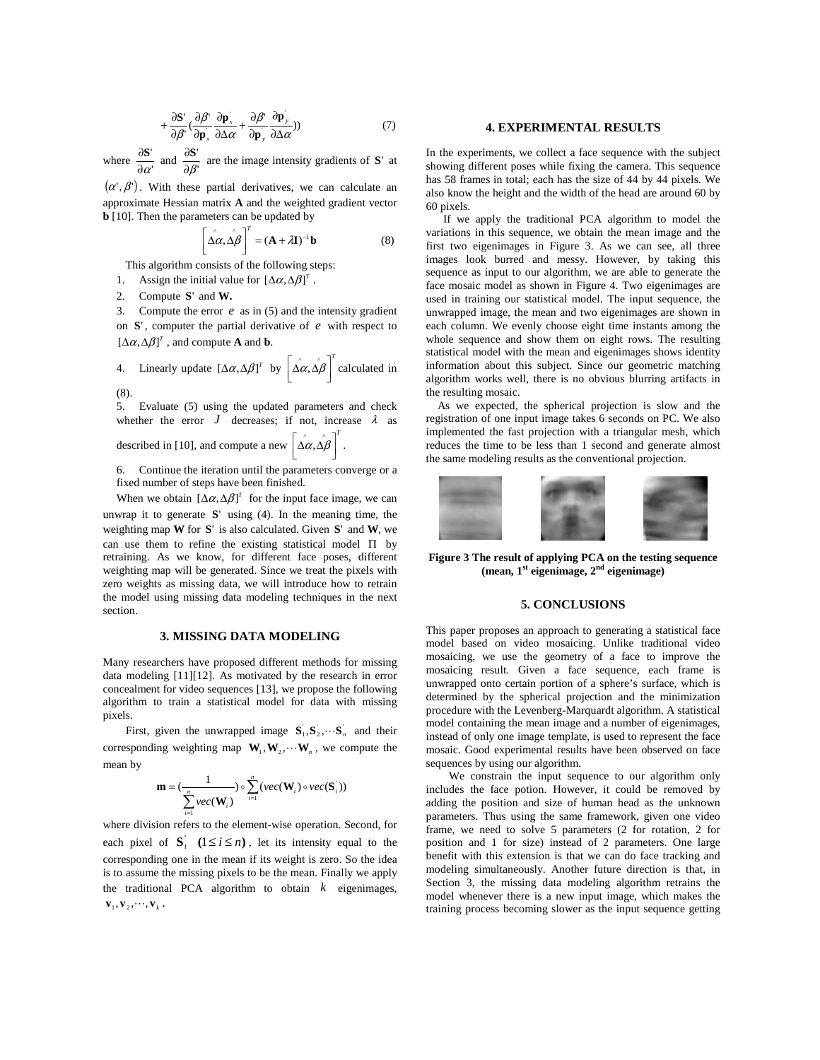$$+\frac{\partial \mathbf{S}'}{\partial \beta'}\left(\frac{\partial \beta'}{\partial \mathbf{p}_x^{'}}\frac{\partial \mathbf{p}_x^{'}}{\partial \Delta\alpha}+\frac{\partial \beta'}{\partial \mathbf{p}_y^{'}}\frac{\partial \mathbf{p}_y^{'}}{\partial \Delta\alpha}\right)) \quad (7)$$

where $\frac{\partial \mathbf{S}'}{\partial \alpha'}$ and $\frac{\partial \mathbf{S}'}{\partial \beta'}$ are the image intensity gradients of $\mathbf{S}'$ at $(\alpha', \beta')$. With these partial derivatives, we can calculate an approximate Hessian matrix $\mathbf{A}$ and the weighted gradient vector $\mathbf{b}$ [10]. Then the parameters can be updated by

$$\left[\hat{\Delta\alpha}, \hat{\Delta\beta}\right]^T = (\mathbf{A}+\lambda\mathbf{I})^{-1}\mathbf{b} \quad (8)$$

This algorithm consists of the following steps:

1. Assign the initial value for $[\Delta\alpha, \Delta\beta]^T$.
2. Compute $\mathbf{S}'$ and $\mathbf{W}$.
3. Compute the error $e$ as in (5) and the intensity gradient on $\mathbf{S}'$, computer the partial derivative of $e$ with respect to $[\Delta\alpha, \Delta\beta]^T$, and compute $\mathbf{A}$ and $\mathbf{b}$.
4. Linearly update $[\Delta\alpha, \Delta\beta]^T$ by $\left[\hat{\Delta\alpha}, \hat{\Delta\beta}\right]^T$ calculated in (8).
5. Evaluate (5) using the updated parameters and check whether the error $J$ decreases; if not, increase $\lambda$ as described in [10], and compute a new $\left[\hat{\Delta\alpha}, \hat{\Delta\beta}\right]^T$.
6. Continue the iteration until the parameters converge or a fixed number of steps have been finished.

When we obtain $[\Delta\alpha, \Delta\beta]^T$ for the input face image, we can unwrap it to generate $\mathbf{S}'$ using (4). In the meaning time, the weighting map $\mathbf{W}$ for $\mathbf{S}'$ is also calculated. Given $\mathbf{S}'$ and $\mathbf{W}$, we can use them to refine the existing statistical model $\Pi$ by retraining. As we know, for different face poses, different weighting map will be generated. Since we treat the pixels with zero weights as missing data, we will introduce how to retrain the model using missing data modeling techniques in the next section.

## 3. MISSING DATA MODELING

Many researchers have proposed different methods for missing data modeling [11][12]. As motivated by the research in error concealment for video sequences [13], we propose the following algorithm to train a statistical model for data with missing pixels.

First, given the unwrapped image $\mathbf{S}_1^{'}, \mathbf{S}_2^{'}, \cdots \mathbf{S}_n^{'}$ and their corresponding weighting map $\mathbf{W}_1, \mathbf{W}_2, \cdots \mathbf{W}_n$, we compute the mean by

$$\mathbf{m} = \left(\frac{1}{\sum_{i=1}^{n} vec(\mathbf{W}_i)}\right) \circ \sum_{i=1}^{n}(vec(\mathbf{W}_i) \circ vec(\mathbf{S}_i^{'}))$$

where division refers to the element-wise operation. Second, for each pixel of $\mathbf{S}_i^{'}$ $(1 \le i \le n)$, let its intensity equal to the corresponding one in the mean if its weight is zero. So the idea is to assume the missing pixels to be the mean. Finally we apply the traditional PCA algorithm to obtain $k$ eigenimages, $\mathbf{v}_1, \mathbf{v}_2, \cdots, \mathbf{v}_k$.

## 4. EXPERIMENTAL RESULTS

In the experiments, we collect a face sequence with the subject showing different poses while fixing the camera. This sequence has 58 frames in total; each has the size of 44 by 44 pixels. We also know the height and the width of the head are around 60 by 60 pixels.

If we apply the traditional PCA algorithm to model the variations in this sequence, we obtain the mean image and the first two eigenimages in Figure 3. As we can see, all three images look burred and messy. However, by taking this sequence as input to our algorithm, we are able to generate the face mosaic model as shown in Figure 4. Two eigenimages are used in training our statistical model. The input sequence, the unwrapped image, the mean and two eigenimages are shown in each column. We evenly choose eight time instants among the whole sequence and show them on eight rows. The resulting statistical model with the mean and eigenimages shows identity information about this subject. Since our geometric matching algorithm works well, there is no obvious blurring artifacts in the resulting mosaic.

As we expected, the spherical projection is slow and the registration of one input image takes 6 seconds on PC. We also implemented the fast projection with a triangular mesh, which reduces the time to be less than 1 second and generate almost the same modeling results as the conventional projection.

**Figure 3 The result of applying PCA on the testing sequence (mean, 1st eigenimage, 2nd eigenimage)**

## 5. CONCLUSIONS

This paper proposes an approach to generating a statistical face model based on video mosaicing. Unlike traditional video mosaicing, we use the geometry of a face to improve the mosaicing result. Given a face sequence, each frame is unwrapped onto certain portion of a sphere's surface, which is determined by the spherical projection and the minimization procedure with the Levenberg-Marquardt algorithm. A statistical model containing the mean image and a number of eigenimages, instead of only one image template, is used to represent the face mosaic. Good experimental results have been observed on face sequences by using our algorithm.

We constrain the input sequence to our algorithm only includes the face potion. However, it could be removed by adding the position and size of human head as the unknown parameters. Thus using the same framework, given one video frame, we need to solve 5 parameters (2 for rotation, 2 for position and 1 for size) instead of 2 parameters. One large benefit with this extension is that we can do face tracking and modeling simultaneously. Another future direction is that, in Section 3, the missing data modeling algorithm retrains the model whenever there is a new input image, which makes the training process becoming slower as the input sequence getting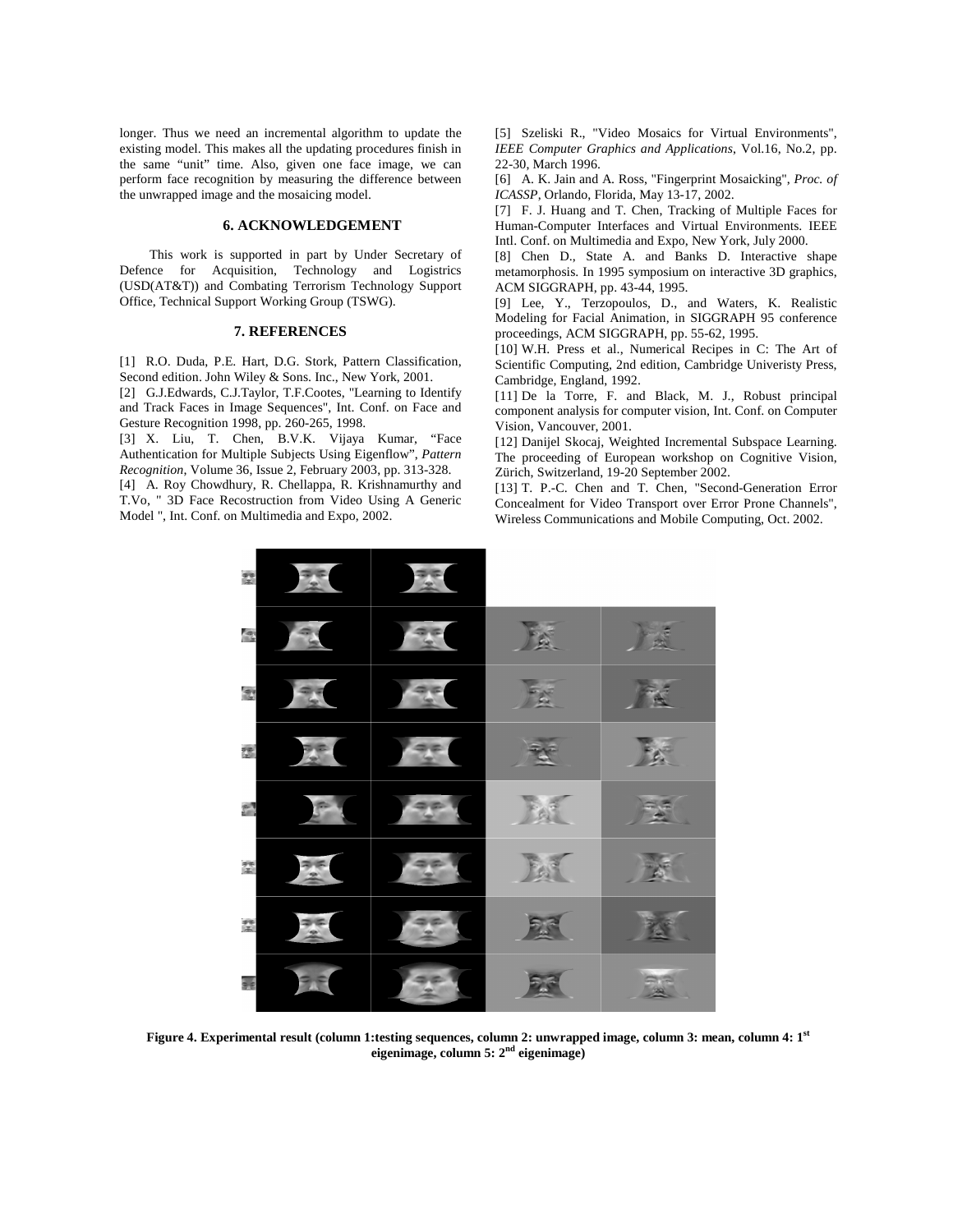longer. Thus we need an incremental algorithm to update the existing model. This makes all the updating procedures finish in the same "unit" time. Also, given one face image, we can perform face recognition by measuring the difference between the unwrapped image and the mosaicing model.

## 6. ACKNOWLEDGEMENT

This work is supported in part by Under Secretary of Defence for Acquisition, Technology and Logistics (USD(AT&T)) and Combating Terrorism Technology Support Office, Technical Support Working Group (TSWG).

## 7. REFERENCES

[1] R.O. Duda, P.E. Hart, D.G. Stork, Pattern Classification, Second edition. John Wiley & Sons. Inc., New York, 2001.

[2] G.J.Edwards, C.J.Taylor, T.F.Cootes, "Learning to Identify and Track Faces in Image Sequences", Int. Conf. on Face and Gesture Recognition 1998, pp. 260-265, 1998.

[3] X. Liu, T. Chen, B.V.K. Vijaya Kumar, "Face Authentication for Multiple Subjects Using Eigenflow", *Pattern Recognition*, Volume 36, Issue 2, February 2003, pp. 313-328.

[4] A. Roy Chowdhury, R. Chellappa, R. Krishnamurthy and T.Vo, " 3D Face Recostruction from Video Using A Generic Model ", Int. Conf. on Multimedia and Expo, 2002.

[5] Szeliski R., "Video Mosaics for Virtual Environments", *IEEE Computer Graphics and Applications*, Vol.16, No.2, pp. 22-30, March 1996.

[6] A. K. Jain and A. Ross, "Fingerprint Mosaicking", *Proc. of ICASSP*, Orlando, Florida, May 13-17, 2002.

[7] F. J. Huang and T. Chen, Tracking of Multiple Faces for Human-Computer Interfaces and Virtual Environments. IEEE Intl. Conf. on Multimedia and Expo, New York, July 2000.

[8] Chen D., State A. and Banks D. Interactive shape metamorphosis. In 1995 symposium on interactive 3D graphics, ACM SIGGRAPH, pp. 43-44, 1995.

[9] Lee, Y., Terzopoulos, D., and Waters, K. Realistic Modeling for Facial Animation, in SIGGRAPH 95 conference proceedings, ACM SIGGRAPH, pp. 55-62, 1995.

[10] W.H. Press et al., Numerical Recipes in C: The Art of Scientific Computing, 2nd edition, Cambridge Univeristy Press, Cambridge, England, 1992.

[11] De la Torre, F. and Black, M. J., Robust principal component analysis for computer vision, Int. Conf. on Computer Vision, Vancouver, 2001.

[12] Danijel Skocaj, Weighted Incremental Subspace Learning. The proceeding of European workshop on Cognitive Vision, Zürich, Switzerland, 19-20 September 2002.

[13] T. P.-C. Chen and T. Chen, "Second-Generation Error Concealment for Video Transport over Error Prone Channels", Wireless Communications and Mobile Computing, Oct. 2002.

**Figure 4. Experimental result (column 1:testing sequences, column 2: unwrapped image, column 3: mean, column 4: 1st eigenimage, column 5: 2nd eigenimage)**